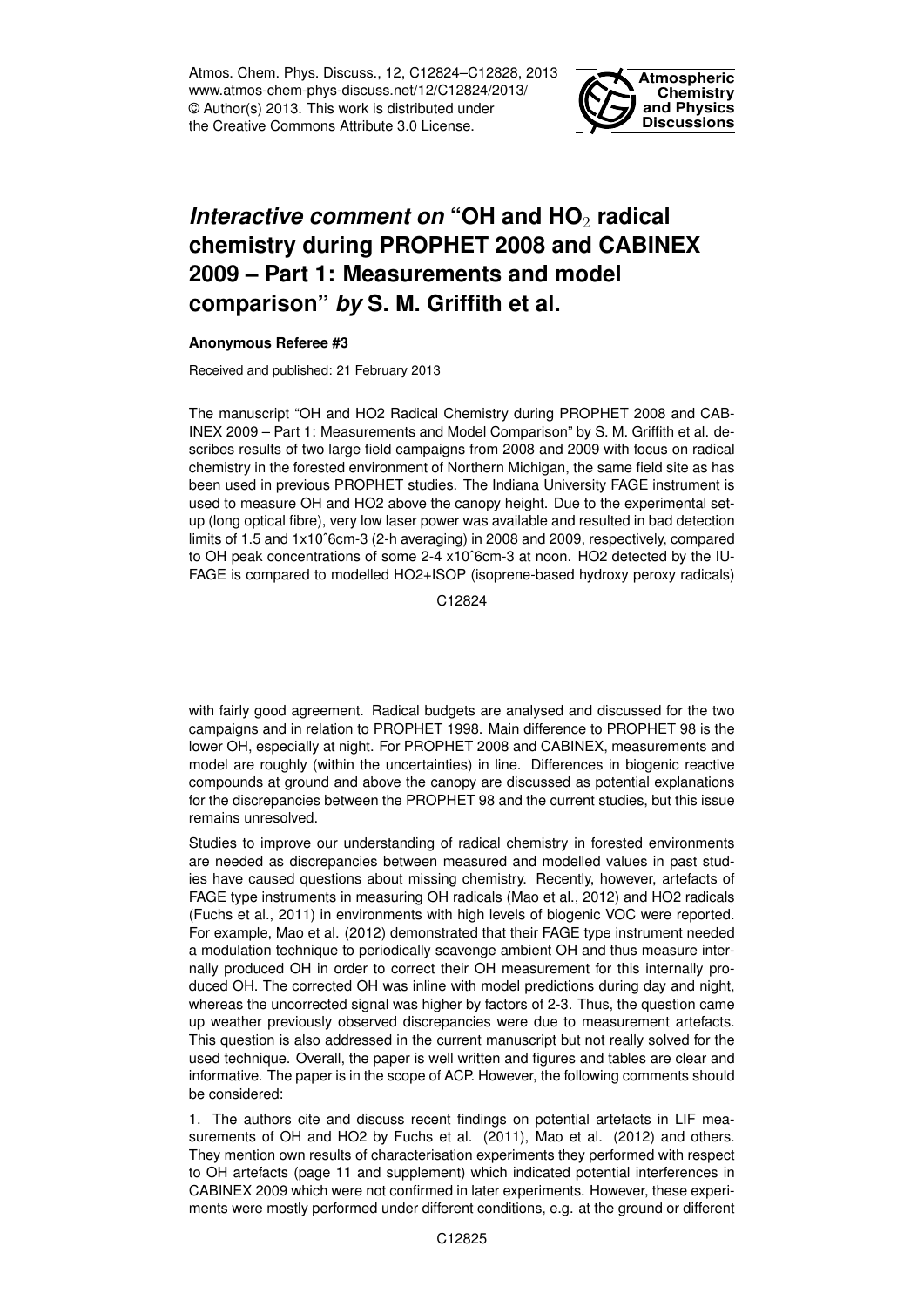# *Interactive comment on* "OH and $HO_2$ radical chemistry during PROPHET 2008 and CABINEX 2009 – Part 1: Measurements and model comparison" *by* S. M. Griffith et al.

**Anonymous Referee #3**

Received and published: 21 February 2013

The manuscript "OH and HO2 Radical Chemistry during PROPHET 2008 and CABINEX 2009 – Part 1: Measurements and Model Comparison" by S. M. Griffith et al. describes results of two large field campaigns from 2008 and 2009 with focus on radical chemistry in the forested environment of Northern Michigan, the same field site as has been used in previous PROPHET studies. The Indiana University FAGE instrument is used to measure OH and HO2 above the canopy height. Due to the experimental setup (long optical fibre), very low laser power was available and resulted in bad detection limits of 1.5 and 1x10ˆ6cm-3 (2-h averaging) in 2008 and 2009, respectively, compared to OH peak concentrations of some 2-4 x10ˆ6cm-3 at noon. HO2 detected by the IU-FAGE is compared to modelled HO2+ISOP (isoprene-based hydroxy peroxy radicals) with fairly good agreement. Radical budgets are analysed and discussed for the two campaigns and in relation to PROPHET 1998. Main difference to PROPHET 98 is the lower OH, especially at night. For PROPHET 2008 and CABINEX, measurements and model are roughly (within the uncertainties) in line. Differences in biogenic reactive compounds at ground and above the canopy are discussed as potential explanations for the discrepancies between the PROPHET 98 and the current studies, but this issue remains unresolved.

Studies to improve our understanding of radical chemistry in forested environments are needed as discrepancies between measured and modelled values in past studies have caused questions about missing chemistry. Recently, however, artefacts of FAGE type instruments in measuring OH radicals (Mao et al., 2012) and HO2 radicals (Fuchs et al., 2011) in environments with high levels of biogenic VOC were reported. For example, Mao et al. (2012) demonstrated that their FAGE type instrument needed a modulation technique to periodically scavenge ambient OH and thus measure internally produced OH in order to correct their OH measurement for this internally produced OH. The corrected OH was inline with model predictions during day and night, whereas the uncorrected signal was higher by factors of 2-3. Thus, the question came up weather previously observed discrepancies were due to measurement artefacts. This question is also addressed in the current manuscript but not really solved for the used technique. Overall, the paper is well written and figures and tables are clear and informative. The paper is in the scope of ACP. However, the following comments should be considered:

1. The authors cite and discuss recent findings on potential artefacts in LIF measurements of OH and HO2 by Fuchs et al. (2011), Mao et al. (2012) and others. They mention own results of characterisation experiments they performed with respect to OH artefacts (page 11 and supplement) which indicated potential interferences in CABINEX 2009 which were not confirmed in later experiments. However, these experiments were mostly performed under different conditions, e.g. at the ground or different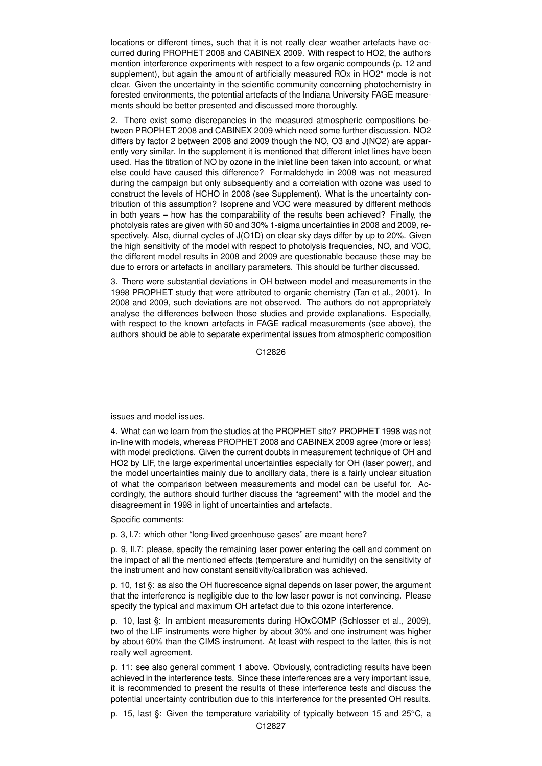locations or different times, such that it is not really clear weather artefacts have occurred during PROPHET 2008 and CABINEX 2009. With respect to $HO_2$, the authors mention interference experiments with respect to a few organic compounds (p. 12 and supplement), but again the amount of artificially measured $RO_x$ in $HO_2$* mode is not clear. Given the uncertainty in the scientific community concerning photochemistry in forested environments, the potential artefacts of the Indiana University FAGE measurements should be better presented and discussed more thoroughly.

2. There exist some discrepancies in the measured atmospheric compositions between PROPHET 2008 and CABINEX 2009 which need some further discussion. $NO_2$ differs by factor 2 between 2008 and 2009 though the NO, $O_3$ and $J(NO_2)$ are apparently very similar. In the supplement it is mentioned that different inlet lines have been used. Has the titration of NO by ozone in the inlet line been taken into account, or what else could have caused this difference? Formaldehyde in 2008 was not measured during the campaign but only subsequently and a correlation with ozone was used to construct the levels of HCHO in 2008 (see Supplement). What is the uncertainty contribution of this assumption? Isoprene and VOC were measured by different methods in both years – how has the comparability of the results been achieved? Finally, the photolysis rates are given with 50 and 30% 1-sigma uncertainties in 2008 and 2009, respectively. Also, diurnal cycles of $J(O^1D)$ on clear sky days differ by up to 20%. Given the high sensitivity of the model with respect to photolysis frequencies, NO, and VOC, the different model results in 2008 and 2009 are questionable because these may be due to errors or artefacts in ancillary parameters. This should be further discussed.

3. There were substantial deviations in OH between model and measurements in the 1998 PROPHET study that were attributed to organic chemistry (Tan et al., 2001). In 2008 and 2009, such deviations are not observed. The authors do not appropriately analyse the differences between those studies and provide explanations. Especially, with respect to the known artefacts in FAGE radical measurements (see above), the authors should be able to separate experimental issues from atmospheric composition issues and model issues.

4. What can we learn from the studies at the PROPHET site? PROPHET 1998 was not in-line with models, whereas PROPHET 2008 and CABINEX 2009 agree (more or less) with model predictions. Given the current doubts in measurement technique of OH and $HO_2$ by LIF, the large experimental uncertainties especially for OH (laser power), and the model uncertainties mainly due to ancillary data, there is a fairly unclear situation of what the comparison between measurements and model can be useful for. Accordingly, the authors should further discuss the "agreement" with the model and the disagreement in 1998 in light of uncertainties and artefacts.

Specific comments:

p. 3, l.7: which other "long-lived greenhouse gases" are meant here?

p. 9, ll.7: please, specify the remaining laser power entering the cell and comment on the impact of all the mentioned effects (temperature and humidity) on the sensitivity of the instrument and how constant sensitivity/calibration was achieved.

p. 10, 1st §: as also the OH fluorescence signal depends on laser power, the argument that the interference is negligible due to the low laser power is not convincing. Please specify the typical and maximum OH artefact due to this ozone interference.

p. 10, last §: In ambient measurements during HOxCOMP (Schlosser et al., 2009), two of the LIF instruments were higher by about 30% and one instrument was higher by about 60% than the CIMS instrument. At least with respect to the latter, this is not really well agreement.

p. 11: see also general comment 1 above. Obviously, contradicting results have been achieved in the interference tests. Since these interferences are a very important issue, it is recommended to present the results of these interference tests and discuss the potential uncertainty contribution due to this interference for the presented OH results.

p. 15, last §: Given the temperature variability of typically between 15 and 25°C, a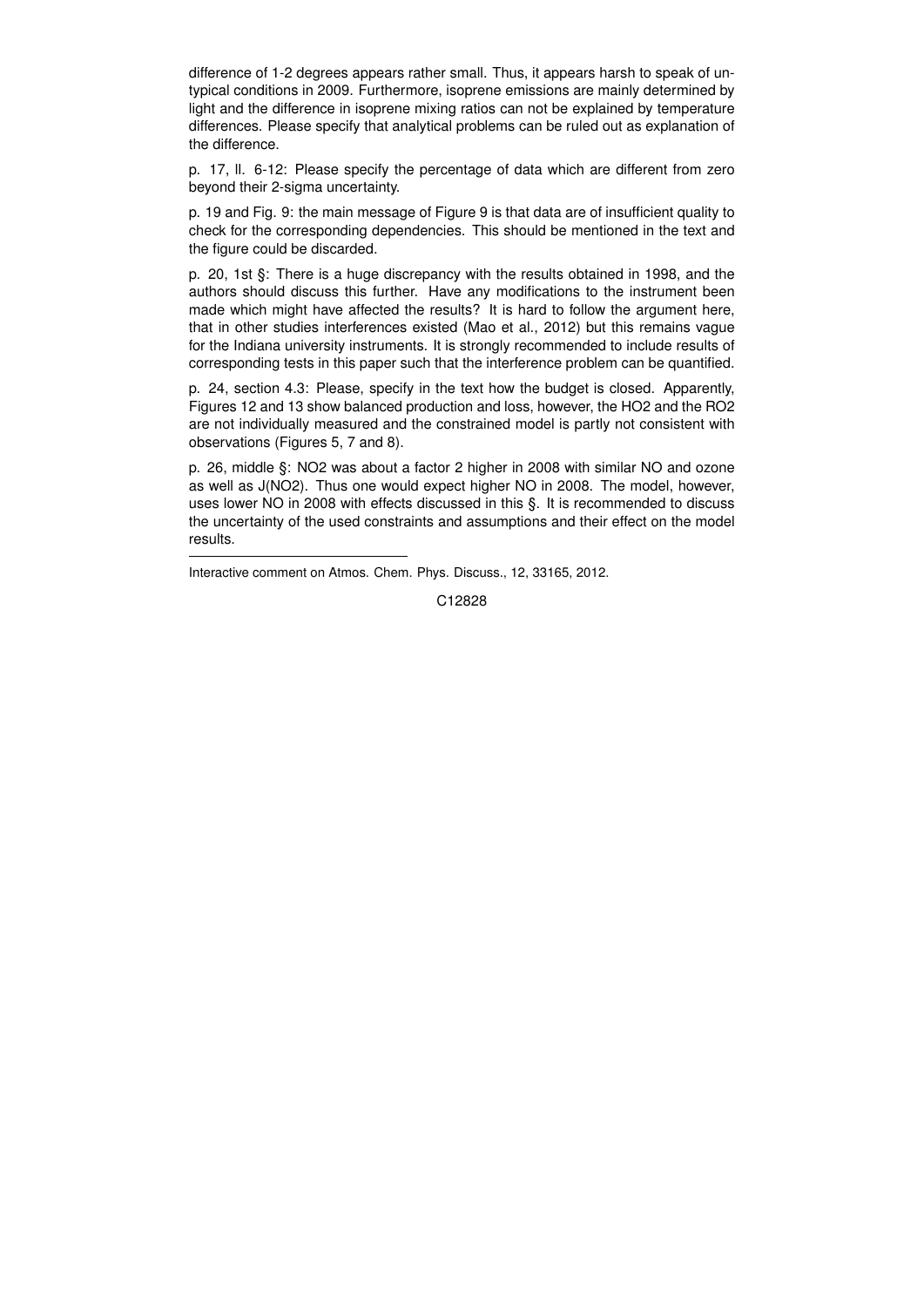difference of 1-2 degrees appears rather small. Thus, it appears harsh to speak of untypical conditions in 2009. Furthermore, isoprene emissions are mainly determined by light and the difference in isoprene mixing ratios can not be explained by temperature differences. Please specify that analytical problems can be ruled out as explanation of the difference.

p. 17, ll. 6-12: Please specify the percentage of data which are different from zero beyond their 2-sigma uncertainty.

p. 19 and Fig. 9: the main message of Figure 9 is that data are of insufficient quality to check for the corresponding dependencies. This should be mentioned in the text and the figure could be discarded.

p. 20, 1st §: There is a huge discrepancy with the results obtained in 1998, and the authors should discuss this further. Have any modifications to the instrument been made which might have affected the results? It is hard to follow the argument here, that in other studies interferences existed (Mao et al., 2012) but this remains vague for the Indiana university instruments. It is strongly recommended to include results of corresponding tests in this paper such that the interference problem can be quantified.

p. 24, section 4.3: Please, specify in the text how the budget is closed. Apparently, Figures 12 and 13 show balanced production and loss, however, the $HO_2$ and the $RO_2$ are not individually measured and the constrained model is partly not consistent with observations (Figures 5, 7 and 8).

p. 26, middle §: $NO_2$ was about a factor 2 higher in 2008 with similar NO and ozone as well as $J(NO_2)$. Thus one would expect higher NO in 2008. The model, however, uses lower NO in 2008 with effects discussed in this §. It is recommended to discuss the uncertainty of the used constraints and assumptions and their effect on the model results.

---

Interactive comment on Atmos. Chem. Phys. Discuss., 12, 33165, 2012.